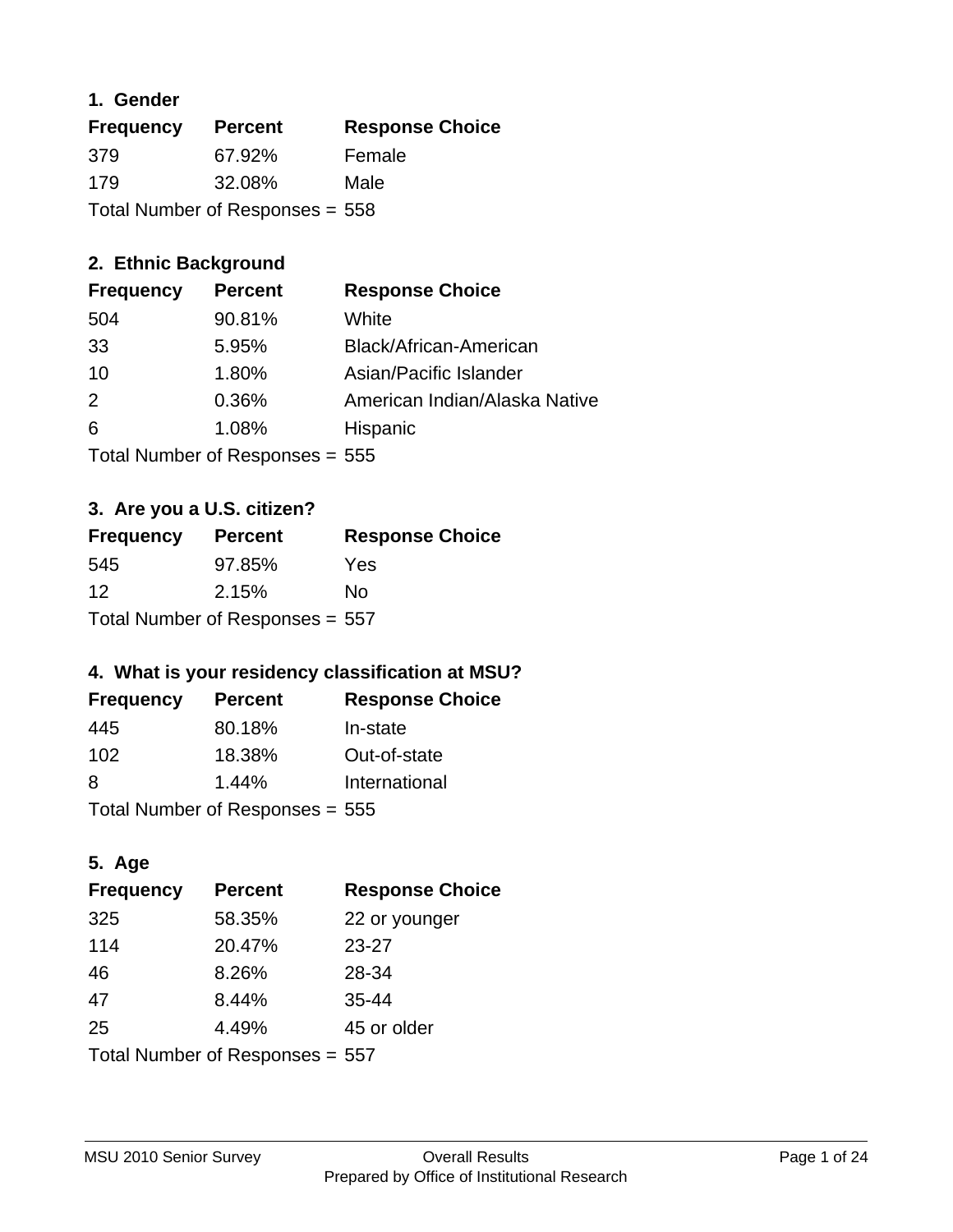### 1. Gender

| Frequency | Percent | Response Choice |
| --- | --- | --- |
| 379 | 67.92% | Female |
| 179 | 32.08% | Male |

Total Number of Responses = 558

### 2. Ethnic Background

| Frequency | Percent | Response Choice |
| --- | --- | --- |
| 504 | 90.81% | White |
| 33 | 5.95% | Black/African-American |
| 10 | 1.80% | Asian/Pacific Islander |
| 2 | 0.36% | American Indian/Alaska Native |
| 6 | 1.08% | Hispanic |

Total Number of Responses = 555

### 3. Are you a U.S. citizen?

| Frequency | Percent | Response Choice |
| --- | --- | --- |
| 545 | 97.85% | Yes |
| 12 | 2.15% | No |

Total Number of Responses = 557

### 4. What is your residency classification at MSU?

| Frequency | Percent | Response Choice |
| --- | --- | --- |
| 445 | 80.18% | In-state |
| 102 | 18.38% | Out-of-state |
| 8 | 1.44% | International |

Total Number of Responses = 555

### 5. Age

| Frequency | Percent | Response Choice |
| --- | --- | --- |
| 325 | 58.35% | 22 or younger |
| 114 | 20.47% | 23-27 |
| 46 | 8.26% | 28-34 |
| 47 | 8.44% | 35-44 |
| 25 | 4.49% | 45 or older |

Total Number of Responses = 557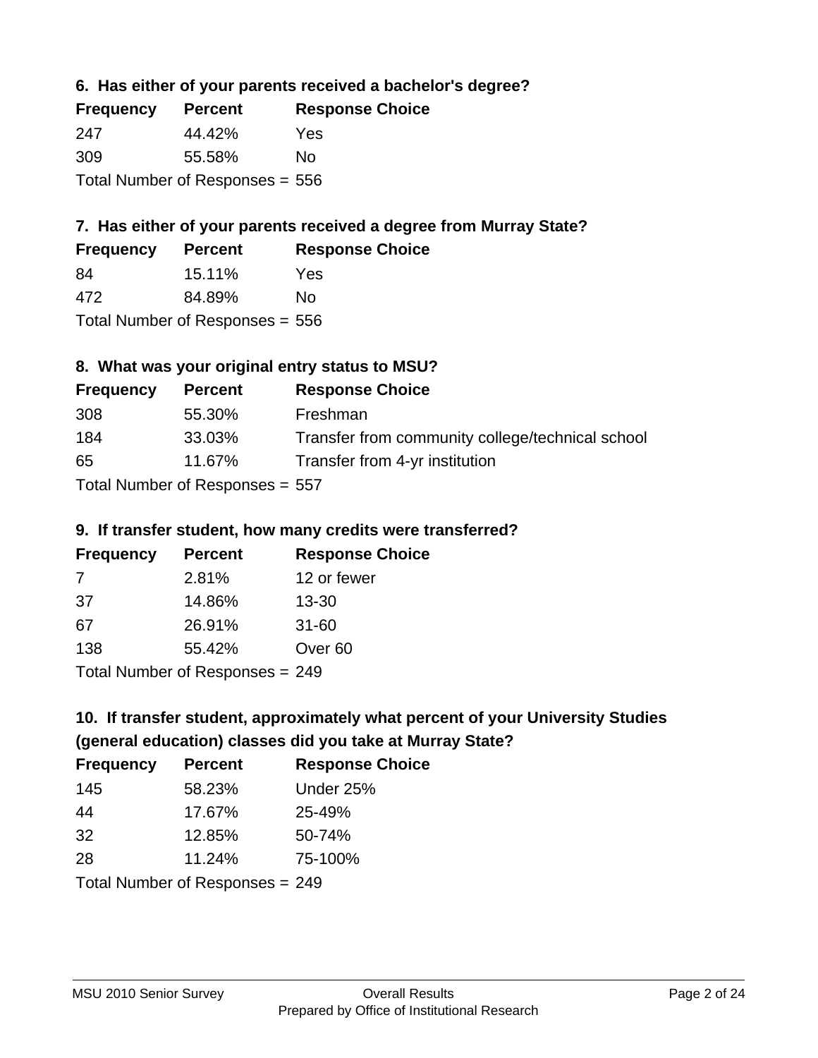### 6. Has either of your parents received a bachelor's degree?

| Frequency | Percent | Response Choice |
|---|---|---|
| 247 | 44.42% | Yes |
| 309 | 55.58% | No |

Total Number of Responses = 556

### 7. Has either of your parents received a degree from Murray State?

| Frequency | Percent | Response Choice |
|---|---|---|
| 84 | 15.11% | Yes |
| 472 | 84.89% | No |

Total Number of Responses = 556

### 8. What was your original entry status to MSU?

| Frequency | Percent | Response Choice |
|---|---|---|
| 308 | 55.30% | Freshman |
| 184 | 33.03% | Transfer from community college/technical school |
| 65 | 11.67% | Transfer from 4-yr institution |

Total Number of Responses = 557

### 9. If transfer student, how many credits were transferred?

| Frequency | Percent | Response Choice |
|---|---|---|
| 7 | 2.81% | 12 or fewer |
| 37 | 14.86% | 13-30 |
| 67 | 26.91% | 31-60 |
| 138 | 55.42% | Over 60 |

Total Number of Responses = 249

### 10. If transfer student, approximately what percent of your University Studies (general education) classes did you take at Murray State?

| Frequency | Percent | Response Choice |
|---|---|---|
| 145 | 58.23% | Under 25% |
| 44 | 17.67% | 25-49% |
| 32 | 12.85% | 50-74% |
| 28 | 11.24% | 75-100% |

Total Number of Responses = 249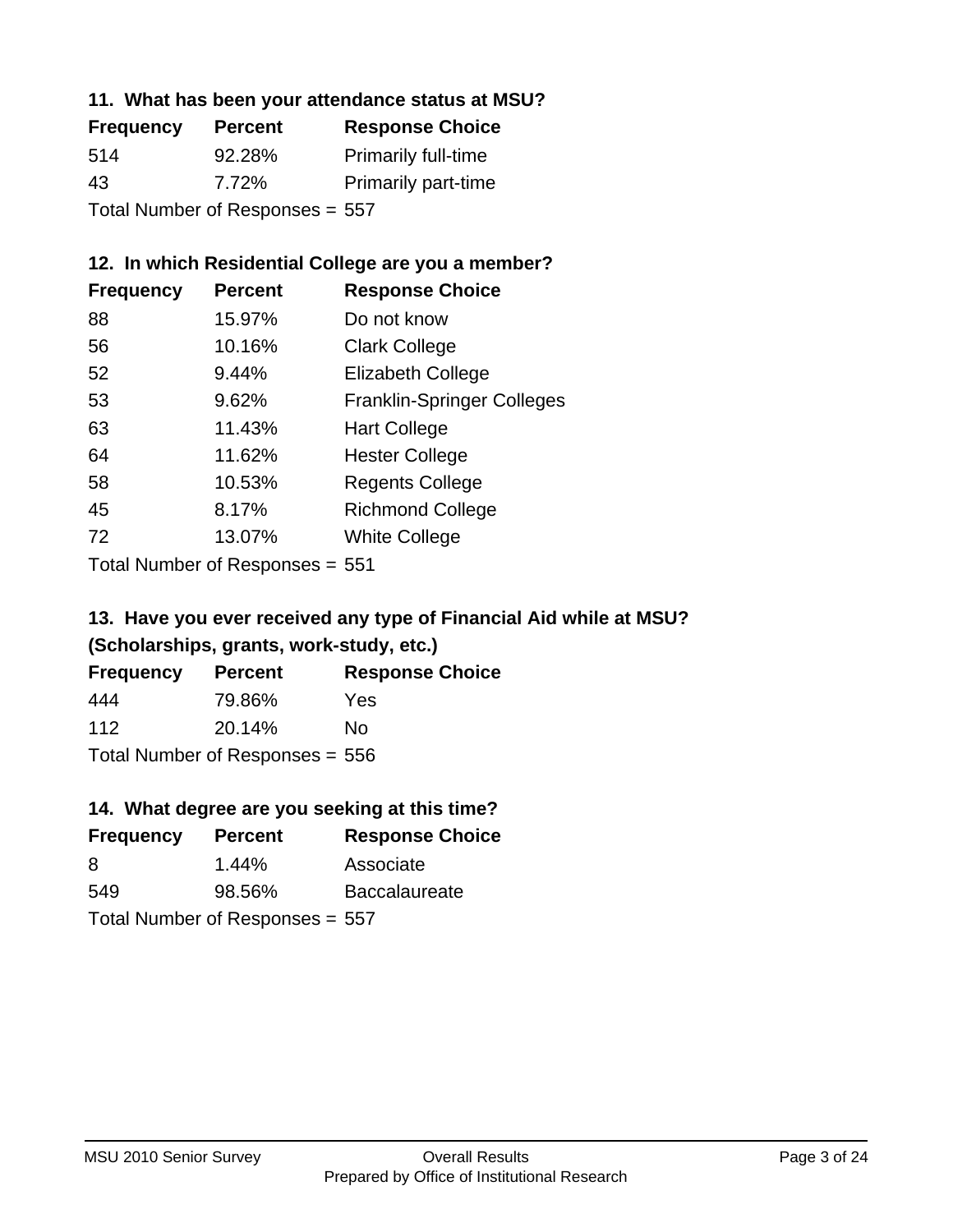### 11. What has been your attendance status at MSU?

| Frequency | Percent | Response Choice |
|---|---|---|
| 514 | 92.28% | Primarily full-time |
| 43 | 7.72% | Primarily part-time |

Total Number of Responses = 557

### 12. In which Residential College are you a member?

| Frequency | Percent | Response Choice |
|---|---|---|
| 88 | 15.97% | Do not know |
| 56 | 10.16% | Clark College |
| 52 | 9.44% | Elizabeth College |
| 53 | 9.62% | Franklin-Springer Colleges |
| 63 | 11.43% | Hart College |
| 64 | 11.62% | Hester College |
| 58 | 10.53% | Regents College |
| 45 | 8.17% | Richmond College |
| 72 | 13.07% | White College |

Total Number of Responses = 551

### 13. Have you ever received any type of Financial Aid while at MSU? (Scholarships, grants, work-study, etc.)

| Frequency | Percent | Response Choice |
|---|---|---|
| 444 | 79.86% | Yes |
| 112 | 20.14% | No |

Total Number of Responses = 556

### 14. What degree are you seeking at this time?

| Frequency | Percent | Response Choice |
|---|---|---|
| 8 | 1.44% | Associate |
| 549 | 98.56% | Baccalaureate |

Total Number of Responses = 557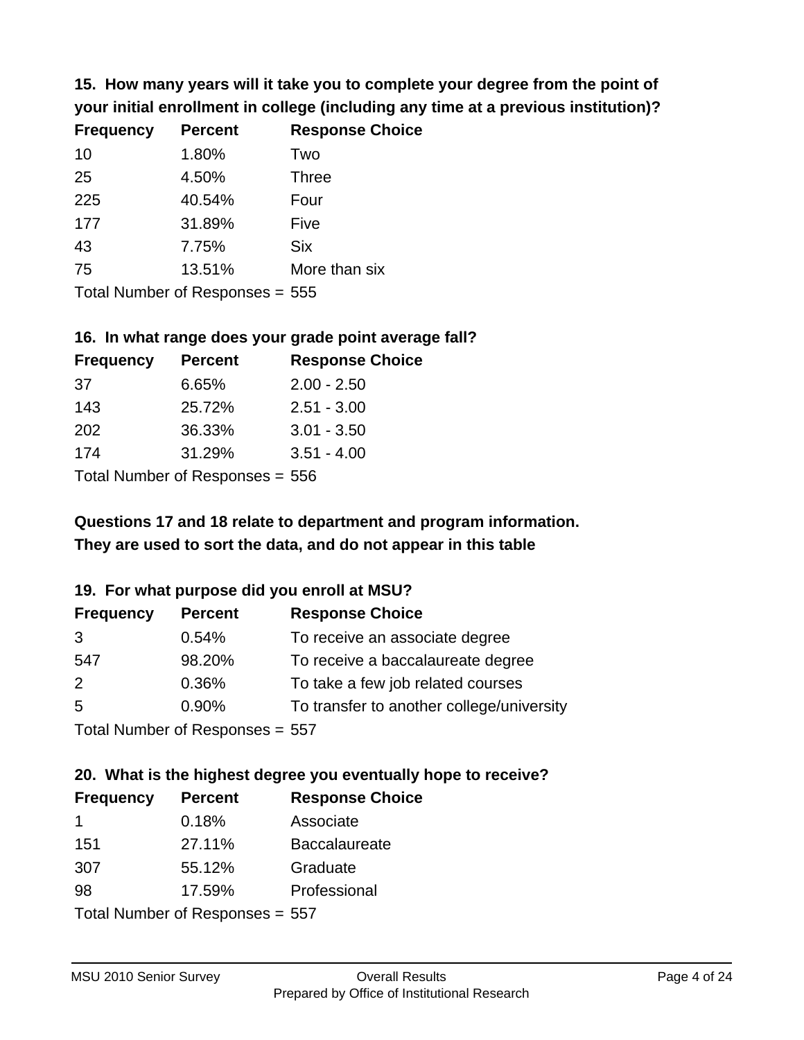**15. How many years will it take you to complete your degree from the point of your initial enrollment in college (including any time at a previous institution)?**

| Frequency | Percent | Response Choice |
|---|---|---|
| 10 | 1.80% | Two |
| 25 | 4.50% | Three |
| 225 | 40.54% | Four |
| 177 | 31.89% | Five |
| 43 | 7.75% | Six |
| 75 | 13.51% | More than six |

Total Number of Responses = 555

**16. In what range does your grade point average fall?**

| Frequency | Percent | Response Choice |
|---|---|---|
| 37 | 6.65% | 2.00 - 2.50 |
| 143 | 25.72% | 2.51 - 3.00 |
| 202 | 36.33% | 3.01 - 3.50 |
| 174 | 31.29% | 3.51 - 4.00 |

Total Number of Responses = 556

**Questions 17 and 18 relate to department and program information. They are used to sort the data, and do not appear in this table**

**19. For what purpose did you enroll at MSU?**

| Frequency | Percent | Response Choice |
|---|---|---|
| 3 | 0.54% | To receive an associate degree |
| 547 | 98.20% | To receive a baccalaureate degree |
| 2 | 0.36% | To take a few job related courses |
| 5 | 0.90% | To transfer to another college/university |

Total Number of Responses = 557

**20. What is the highest degree you eventually hope to receive?**

| Frequency | Percent | Response Choice |
|---|---|---|
| 1 | 0.18% | Associate |
| 151 | 27.11% | Baccalaureate |
| 307 | 55.12% | Graduate |
| 98 | 17.59% | Professional |

Total Number of Responses = 557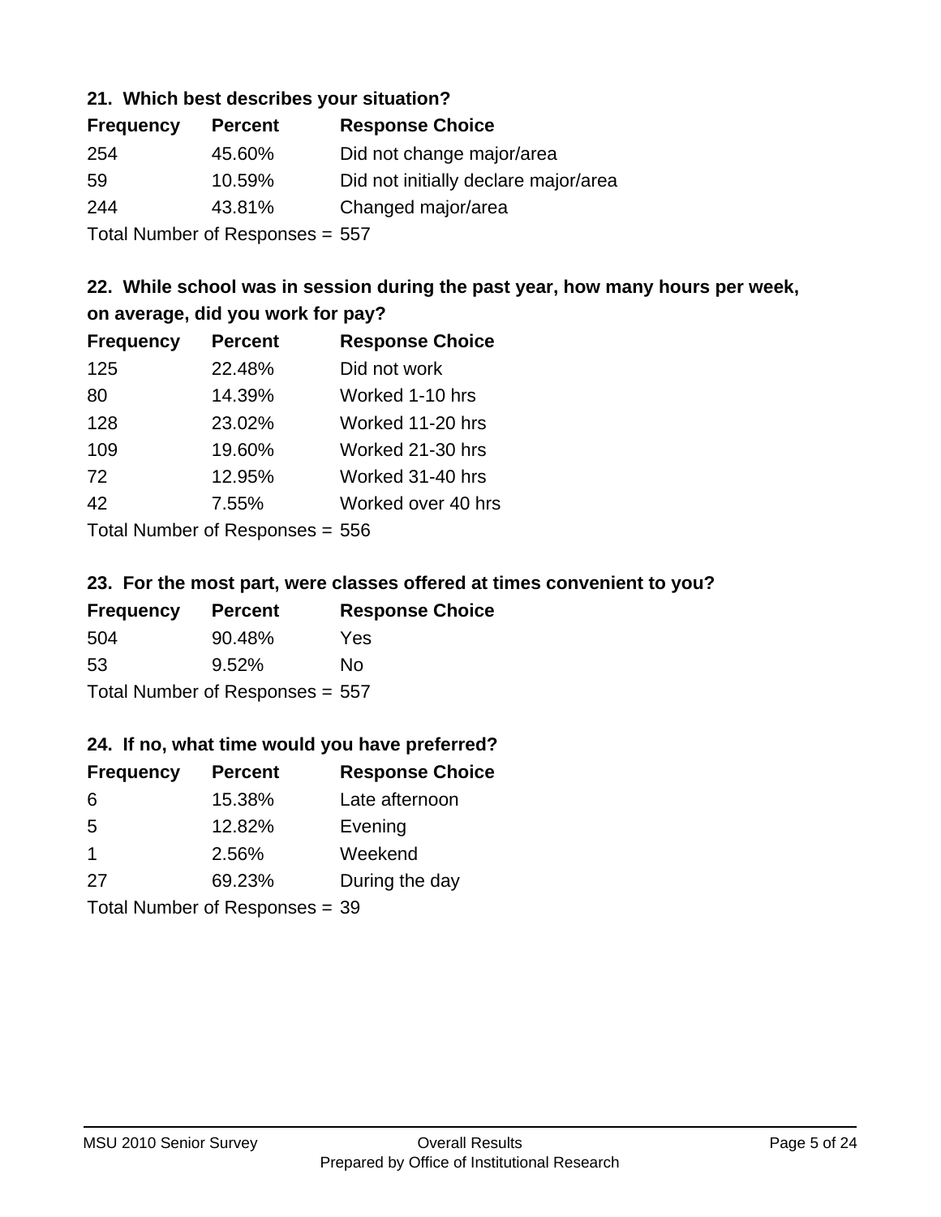### 21. Which best describes your situation?

| Frequency | Percent | Response Choice |
|---|---|---|
| 254 | 45.60% | Did not change major/area |
| 59 | 10.59% | Did not initially declare major/area |
| 244 | 43.81% | Changed major/area |

Total Number of Responses = 557

### 22. While school was in session during the past year, how many hours per week, on average, did you work for pay?

| Frequency | Percent | Response Choice |
|---|---|---|
| 125 | 22.48% | Did not work |
| 80 | 14.39% | Worked 1-10 hrs |
| 128 | 23.02% | Worked 11-20 hrs |
| 109 | 19.60% | Worked 21-30 hrs |
| 72 | 12.95% | Worked 31-40 hrs |
| 42 | 7.55% | Worked over 40 hrs |

Total Number of Responses = 556

### 23. For the most part, were classes offered at times convenient to you?

| Frequency | Percent | Response Choice |
|---|---|---|
| 504 | 90.48% | Yes |
| 53 | 9.52% | No |

Total Number of Responses = 557

### 24. If no, what time would you have preferred?

| Frequency | Percent | Response Choice |
|---|---|---|
| 6 | 15.38% | Late afternoon |
| 5 | 12.82% | Evening |
| 1 | 2.56% | Weekend |
| 27 | 69.23% | During the day |

Total Number of Responses = 39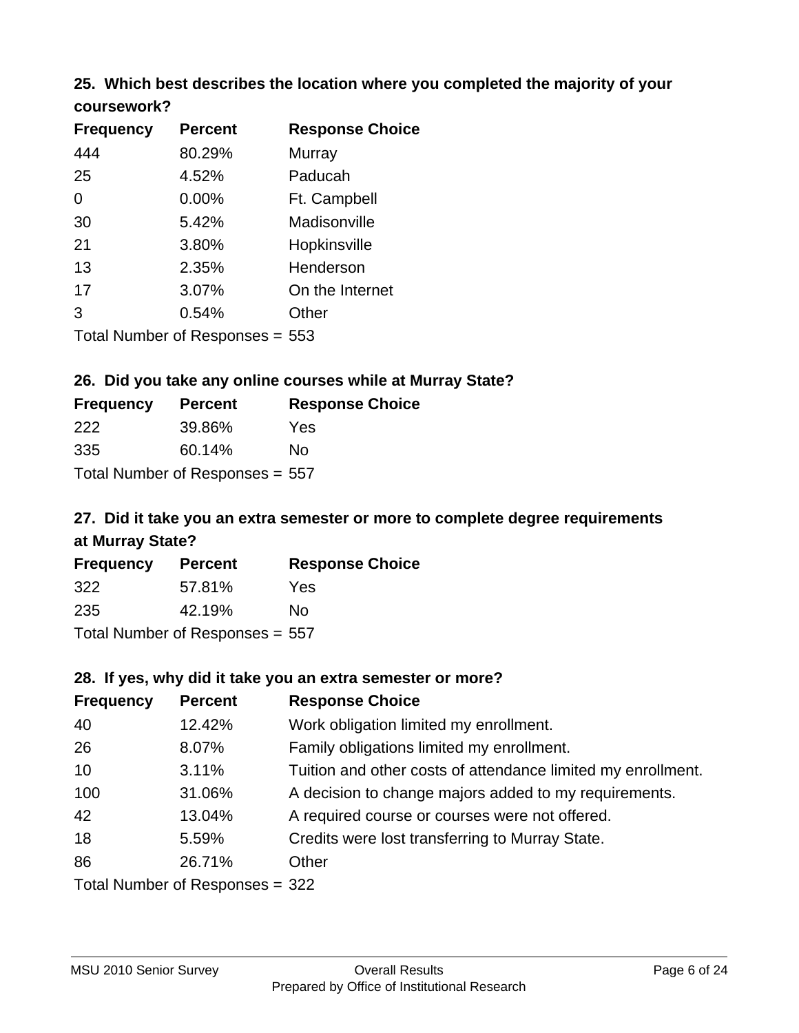### 25. Which best describes the location where you completed the majority of your coursework?

| Frequency | Percent | Response Choice |
|---|---|---|
| 444 | 80.29% | Murray |
| 25 | 4.52% | Paducah |
| 0 | 0.00% | Ft. Campbell |
| 30 | 5.42% | Madisonville |
| 21 | 3.80% | Hopkinsville |
| 13 | 2.35% | Henderson |
| 17 | 3.07% | On the Internet |
| 3 | 0.54% | Other |

Total Number of Responses = 553

### 26. Did you take any online courses while at Murray State?

| Frequency | Percent | Response Choice |
|---|---|---|
| 222 | 39.86% | Yes |
| 335 | 60.14% | No |

Total Number of Responses = 557

### 27. Did it take you an extra semester or more to complete degree requirements at Murray State?

| Frequency | Percent | Response Choice |
|---|---|---|
| 322 | 57.81% | Yes |
| 235 | 42.19% | No |

Total Number of Responses = 557

### 28. If yes, why did it take you an extra semester or more?

| Frequency | Percent | Response Choice |
|---|---|---|
| 40 | 12.42% | Work obligation limited my enrollment. |
| 26 | 8.07% | Family obligations limited my enrollment. |
| 10 | 3.11% | Tuition and other costs of attendance limited my enrollment. |
| 100 | 31.06% | A decision to change majors added to my requirements. |
| 42 | 13.04% | A required course or courses were not offered. |
| 18 | 5.59% | Credits were lost transferring to Murray State. |
| 86 | 26.71% | Other |

Total Number of Responses = 322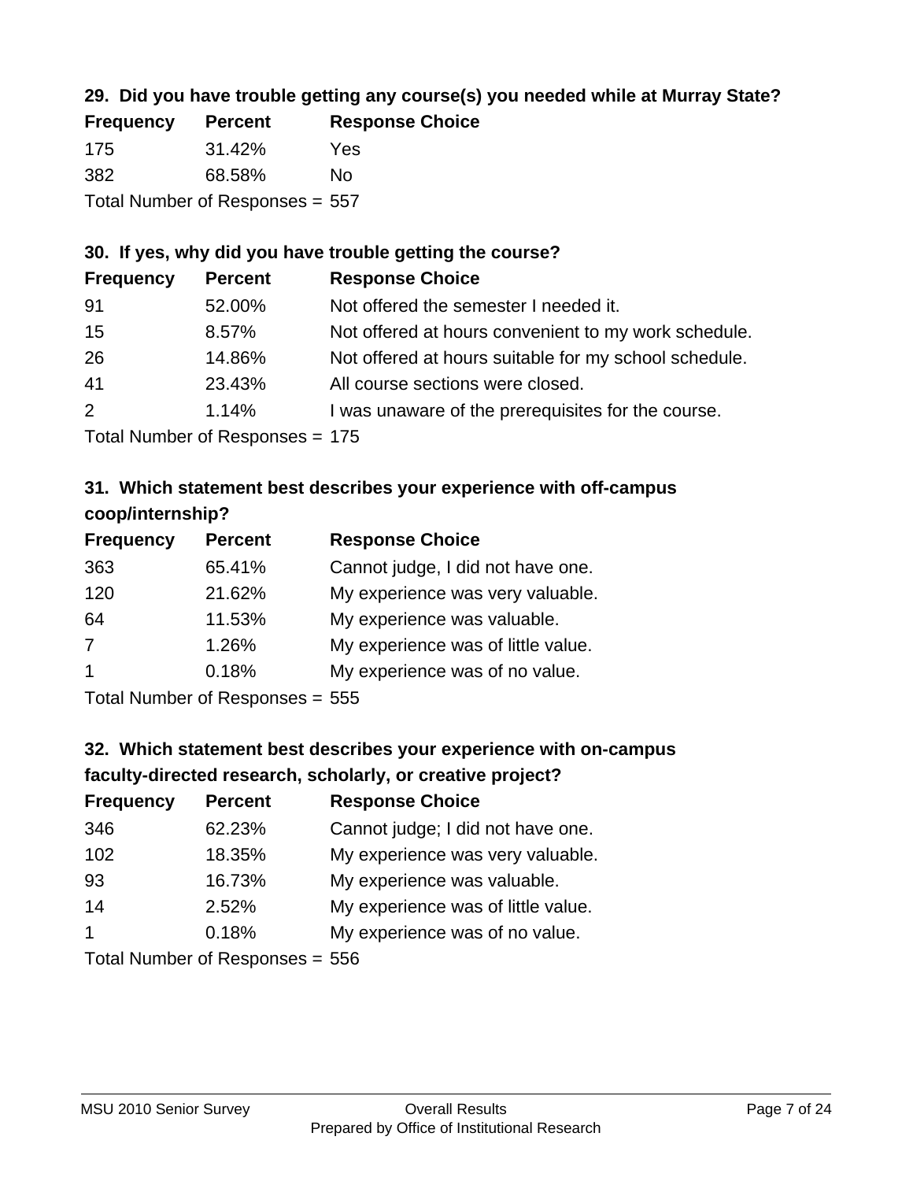### 29. Did you have trouble getting any course(s) you needed while at Murray State?

| Frequency | Percent | Response Choice |
|---|---|---|
| 175 | 31.42% | Yes |
| 382 | 68.58% | No |

Total Number of Responses = 557

### 30. If yes, why did you have trouble getting the course?

| Frequency | Percent | Response Choice |
|---|---|---|
| 91 | 52.00% | Not offered the semester I needed it. |
| 15 | 8.57% | Not offered at hours convenient to my work schedule. |
| 26 | 14.86% | Not offered at hours suitable for my school schedule. |
| 41 | 23.43% | All course sections were closed. |
| 2 | 1.14% | I was unaware of the prerequisites for the course. |

Total Number of Responses = 175

### 31. Which statement best describes your experience with off-campus coop/internship?

| Frequency | Percent | Response Choice |
|---|---|---|
| 363 | 65.41% | Cannot judge, I did not have one. |
| 120 | 21.62% | My experience was very valuable. |
| 64 | 11.53% | My experience was valuable. |
| 7 | 1.26% | My experience was of little value. |
| 1 | 0.18% | My experience was of no value. |

Total Number of Responses = 555

### 32. Which statement best describes your experience with on-campus faculty-directed research, scholarly, or creative project?

| Frequency | Percent | Response Choice |
|---|---|---|
| 346 | 62.23% | Cannot judge; I did not have one. |
| 102 | 18.35% | My experience was very valuable. |
| 93 | 16.73% | My experience was valuable. |
| 14 | 2.52% | My experience was of little value. |
| 1 | 0.18% | My experience was of no value. |

Total Number of Responses = 556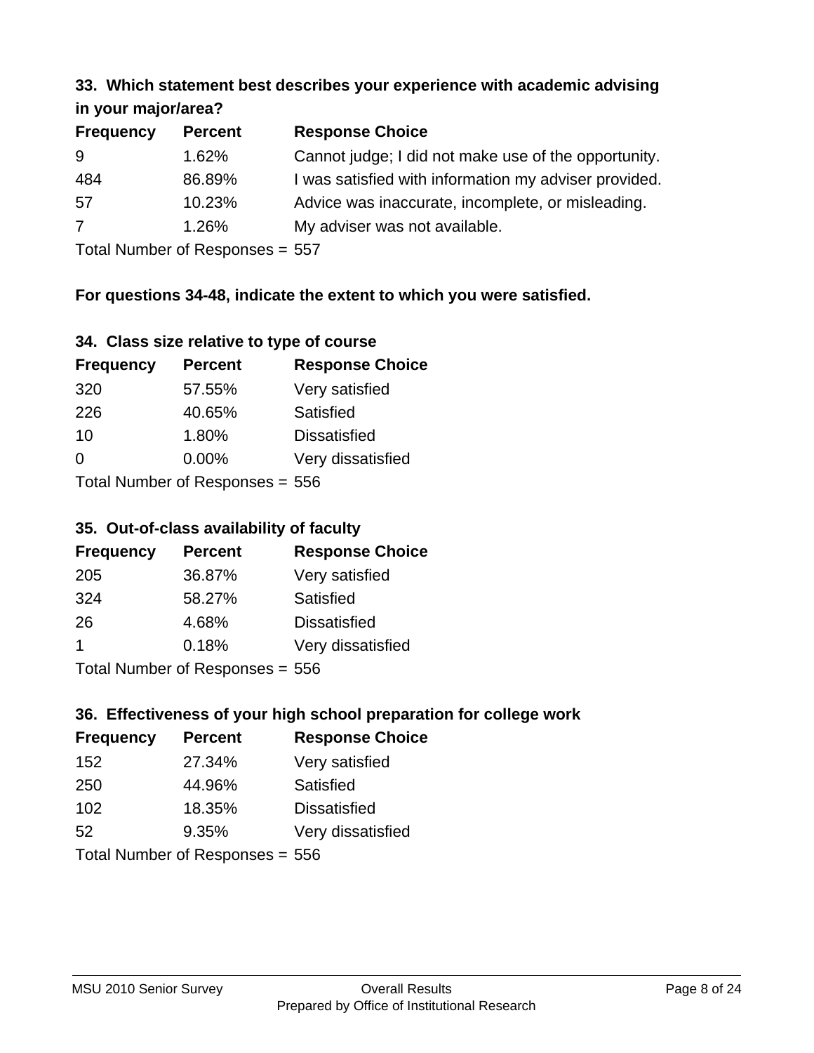### 33. Which statement best describes your experience with academic advising in your major/area?

| Frequency | Percent | Response Choice |
|---|---|---|
| 9 | 1.62% | Cannot judge; I did not make use of the opportunity. |
| 484 | 86.89% | I was satisfied with information my adviser provided. |
| 57 | 10.23% | Advice was inaccurate, incomplete, or misleading. |
| 7 | 1.26% | My adviser was not available. |

Total Number of Responses = 557

**For questions 34-48, indicate the extent to which you were satisfied.**

### 34. Class size relative to type of course

| Frequency | Percent | Response Choice |
|---|---|---|
| 320 | 57.55% | Very satisfied |
| 226 | 40.65% | Satisfied |
| 10 | 1.80% | Dissatisfied |
| 0 | 0.00% | Very dissatisfied |

Total Number of Responses = 556

### 35. Out-of-class availability of faculty

| Frequency | Percent | Response Choice |
|---|---|---|
| 205 | 36.87% | Very satisfied |
| 324 | 58.27% | Satisfied |
| 26 | 4.68% | Dissatisfied |
| 1 | 0.18% | Very dissatisfied |

Total Number of Responses = 556

### 36. Effectiveness of your high school preparation for college work

| Frequency | Percent | Response Choice |
|---|---|---|
| 152 | 27.34% | Very satisfied |
| 250 | 44.96% | Satisfied |
| 102 | 18.35% | Dissatisfied |
| 52 | 9.35% | Very dissatisfied |

Total Number of Responses = 556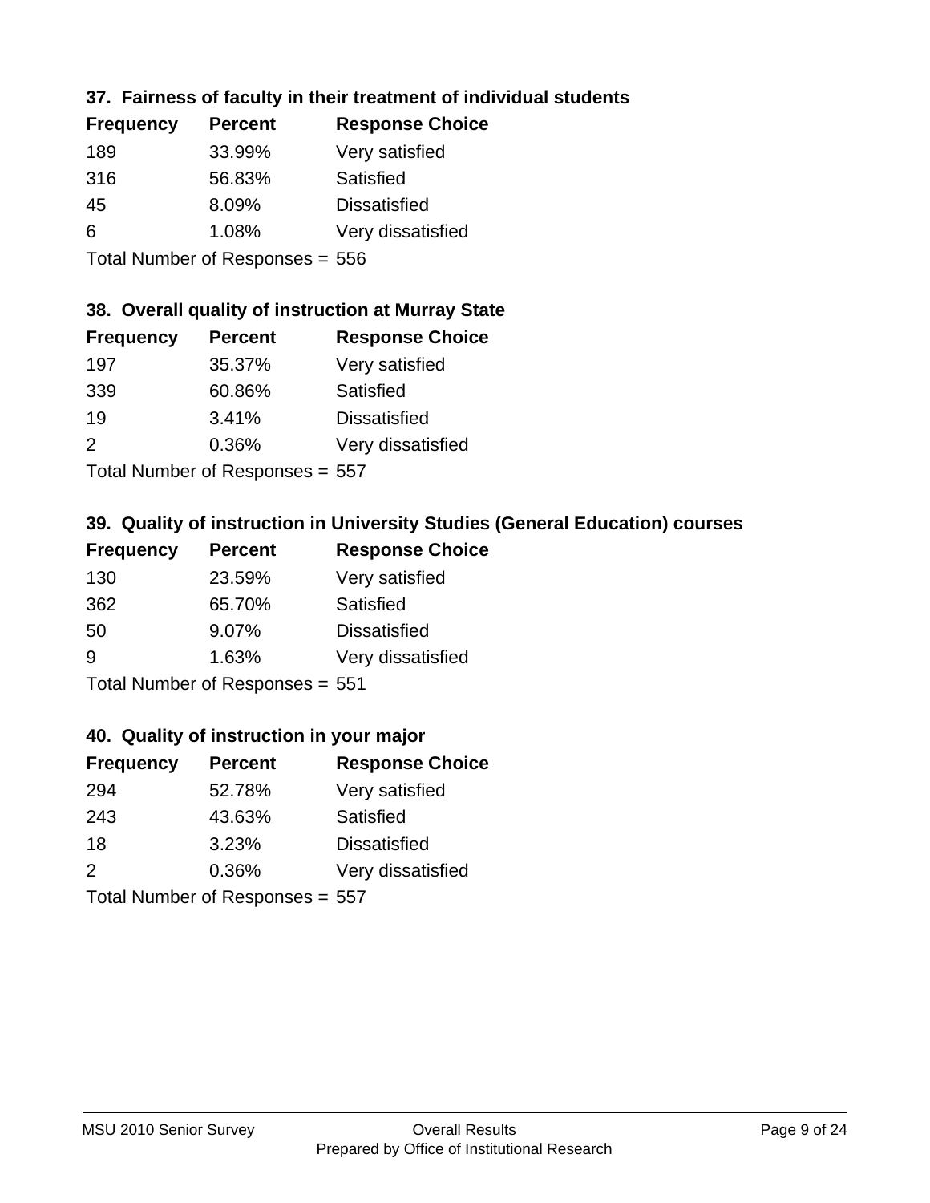### 37. Fairness of faculty in their treatment of individual students

| Frequency | Percent | Response Choice |
|---|---|---|
| 189 | 33.99% | Very satisfied |
| 316 | 56.83% | Satisfied |
| 45 | 8.09% | Dissatisfied |
| 6 | 1.08% | Very dissatisfied |

Total Number of Responses = 556

### 38. Overall quality of instruction at Murray State

| Frequency | Percent | Response Choice |
|---|---|---|
| 197 | 35.37% | Very satisfied |
| 339 | 60.86% | Satisfied |
| 19 | 3.41% | Dissatisfied |
| 2 | 0.36% | Very dissatisfied |

Total Number of Responses = 557

### 39. Quality of instruction in University Studies (General Education) courses

| Frequency | Percent | Response Choice |
|---|---|---|
| 130 | 23.59% | Very satisfied |
| 362 | 65.70% | Satisfied |
| 50 | 9.07% | Dissatisfied |
| 9 | 1.63% | Very dissatisfied |

Total Number of Responses = 551

### 40. Quality of instruction in your major

| Frequency | Percent | Response Choice |
|---|---|---|
| 294 | 52.78% | Very satisfied |
| 243 | 43.63% | Satisfied |
| 18 | 3.23% | Dissatisfied |
| 2 | 0.36% | Very dissatisfied |

Total Number of Responses = 557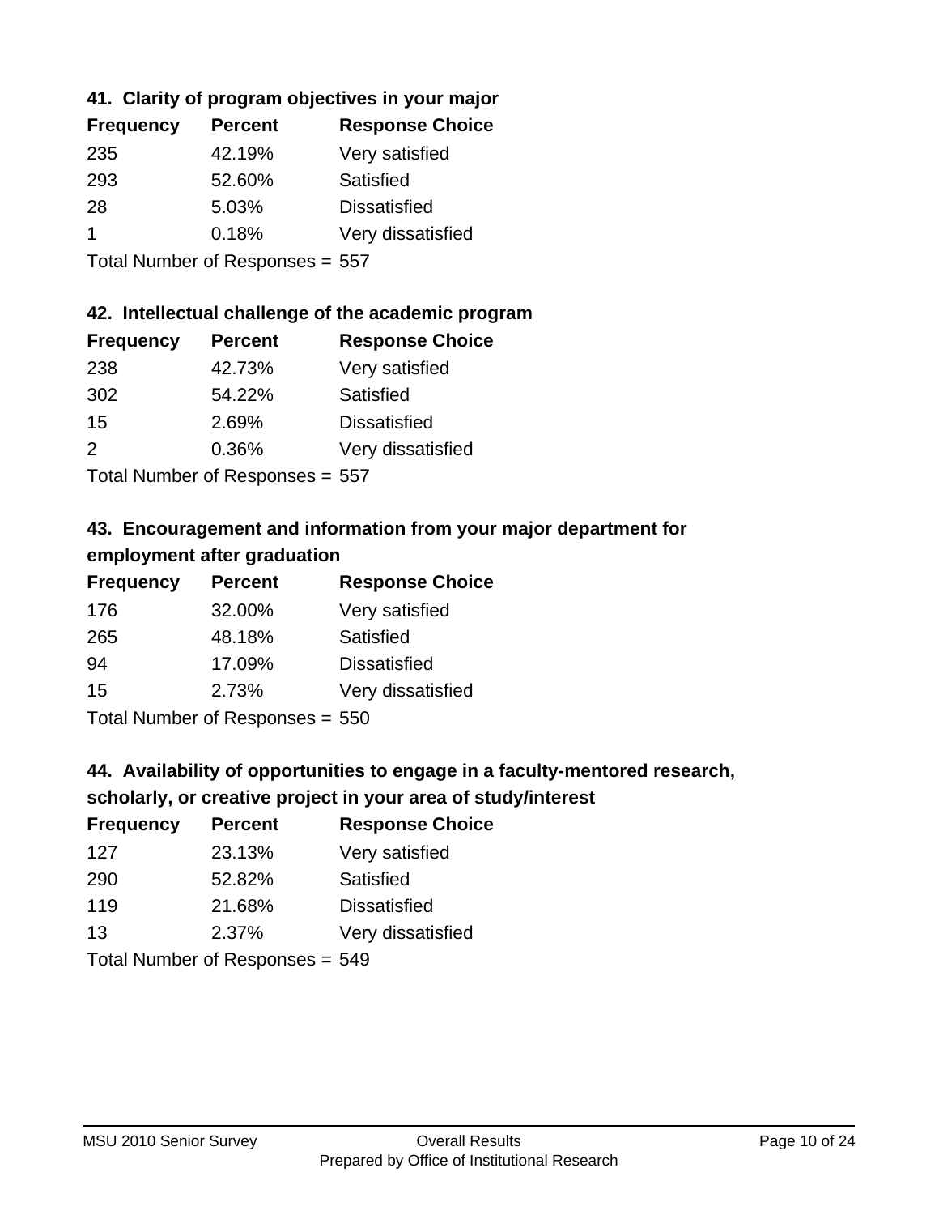### 41. Clarity of program objectives in your major

| Frequency | Percent | Response Choice |
|---|---|---|
| 235 | 42.19% | Very satisfied |
| 293 | 52.60% | Satisfied |
| 28 | 5.03% | Dissatisfied |
| 1 | 0.18% | Very dissatisfied |

Total Number of Responses = 557

### 42. Intellectual challenge of the academic program

| Frequency | Percent | Response Choice |
|---|---|---|
| 238 | 42.73% | Very satisfied |
| 302 | 54.22% | Satisfied |
| 15 | 2.69% | Dissatisfied |
| 2 | 0.36% | Very dissatisfied |

Total Number of Responses = 557

### 43. Encouragement and information from your major department for employment after graduation

| Frequency | Percent | Response Choice |
|---|---|---|
| 176 | 32.00% | Very satisfied |
| 265 | 48.18% | Satisfied |
| 94 | 17.09% | Dissatisfied |
| 15 | 2.73% | Very dissatisfied |

Total Number of Responses = 550

### 44. Availability of opportunities to engage in a faculty-mentored research, scholarly, or creative project in your area of study/interest

| Frequency | Percent | Response Choice |
|---|---|---|
| 127 | 23.13% | Very satisfied |
| 290 | 52.82% | Satisfied |
| 119 | 21.68% | Dissatisfied |
| 13 | 2.37% | Very dissatisfied |

Total Number of Responses = 549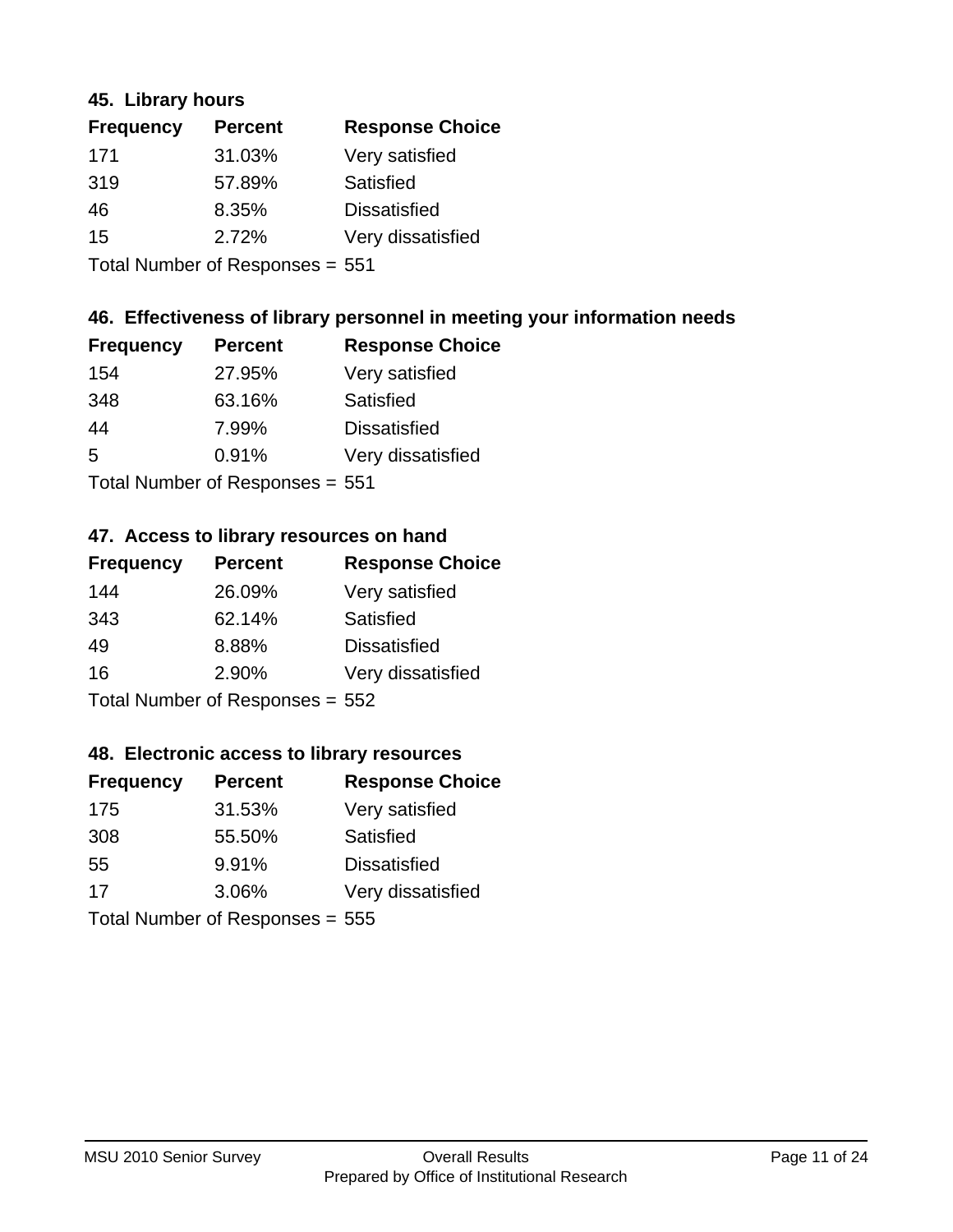### 45. Library hours

| Frequency | Percent | Response Choice |
|---|---|---|
| 171 | 31.03% | Very satisfied |
| 319 | 57.89% | Satisfied |
| 46 | 8.35% | Dissatisfied |
| 15 | 2.72% | Very dissatisfied |

Total Number of Responses = 551

### 46. Effectiveness of library personnel in meeting your information needs

| Frequency | Percent | Response Choice |
|---|---|---|
| 154 | 27.95% | Very satisfied |
| 348 | 63.16% | Satisfied |
| 44 | 7.99% | Dissatisfied |
| 5 | 0.91% | Very dissatisfied |

Total Number of Responses = 551

### 47. Access to library resources on hand

| Frequency | Percent | Response Choice |
|---|---|---|
| 144 | 26.09% | Very satisfied |
| 343 | 62.14% | Satisfied |
| 49 | 8.88% | Dissatisfied |
| 16 | 2.90% | Very dissatisfied |

Total Number of Responses = 552

### 48. Electronic access to library resources

| Frequency | Percent | Response Choice |
|---|---|---|
| 175 | 31.53% | Very satisfied |
| 308 | 55.50% | Satisfied |
| 55 | 9.91% | Dissatisfied |
| 17 | 3.06% | Very dissatisfied |

Total Number of Responses = 555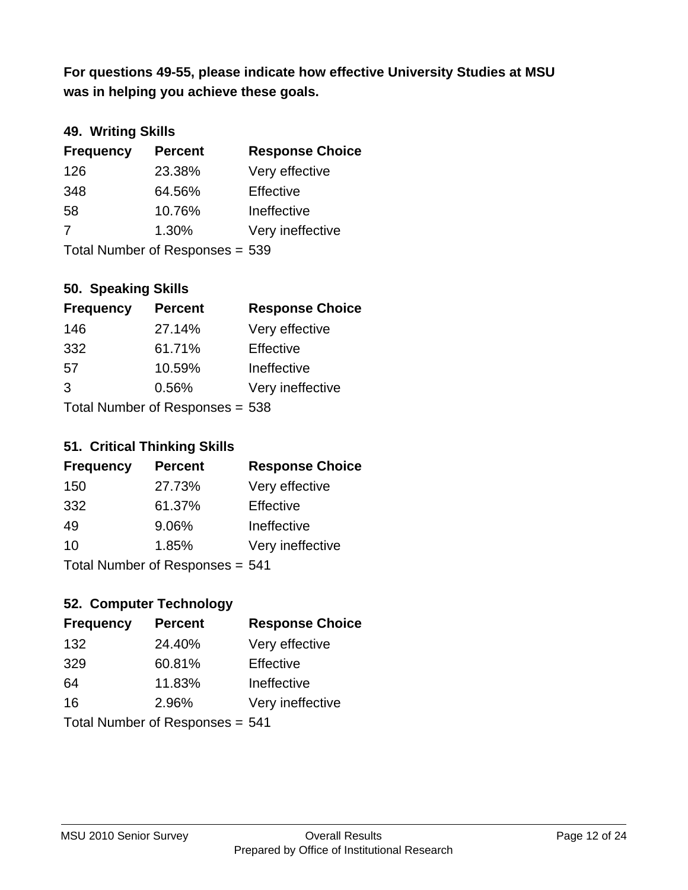**For questions 49-55, please indicate how effective University Studies at MSU was in helping you achieve these goals.**

### 49. Writing Skills

| Frequency | Percent | Response Choice |
|---|---|---|
| 126 | 23.38% | Very effective |
| 348 | 64.56% | Effective |
| 58 | 10.76% | Ineffective |
| 7 | 1.30% | Very ineffective |

Total Number of Responses = 539

### 50. Speaking Skills

| Frequency | Percent | Response Choice |
|---|---|---|
| 146 | 27.14% | Very effective |
| 332 | 61.71% | Effective |
| 57 | 10.59% | Ineffective |
| 3 | 0.56% | Very ineffective |

Total Number of Responses = 538

### 51. Critical Thinking Skills

| Frequency | Percent | Response Choice |
|---|---|---|
| 150 | 27.73% | Very effective |
| 332 | 61.37% | Effective |
| 49 | 9.06% | Ineffective |
| 10 | 1.85% | Very ineffective |

Total Number of Responses = 541

### 52. Computer Technology

| Frequency | Percent | Response Choice |
|---|---|---|
| 132 | 24.40% | Very effective |
| 329 | 60.81% | Effective |
| 64 | 11.83% | Ineffective |
| 16 | 2.96% | Very ineffective |

Total Number of Responses = 541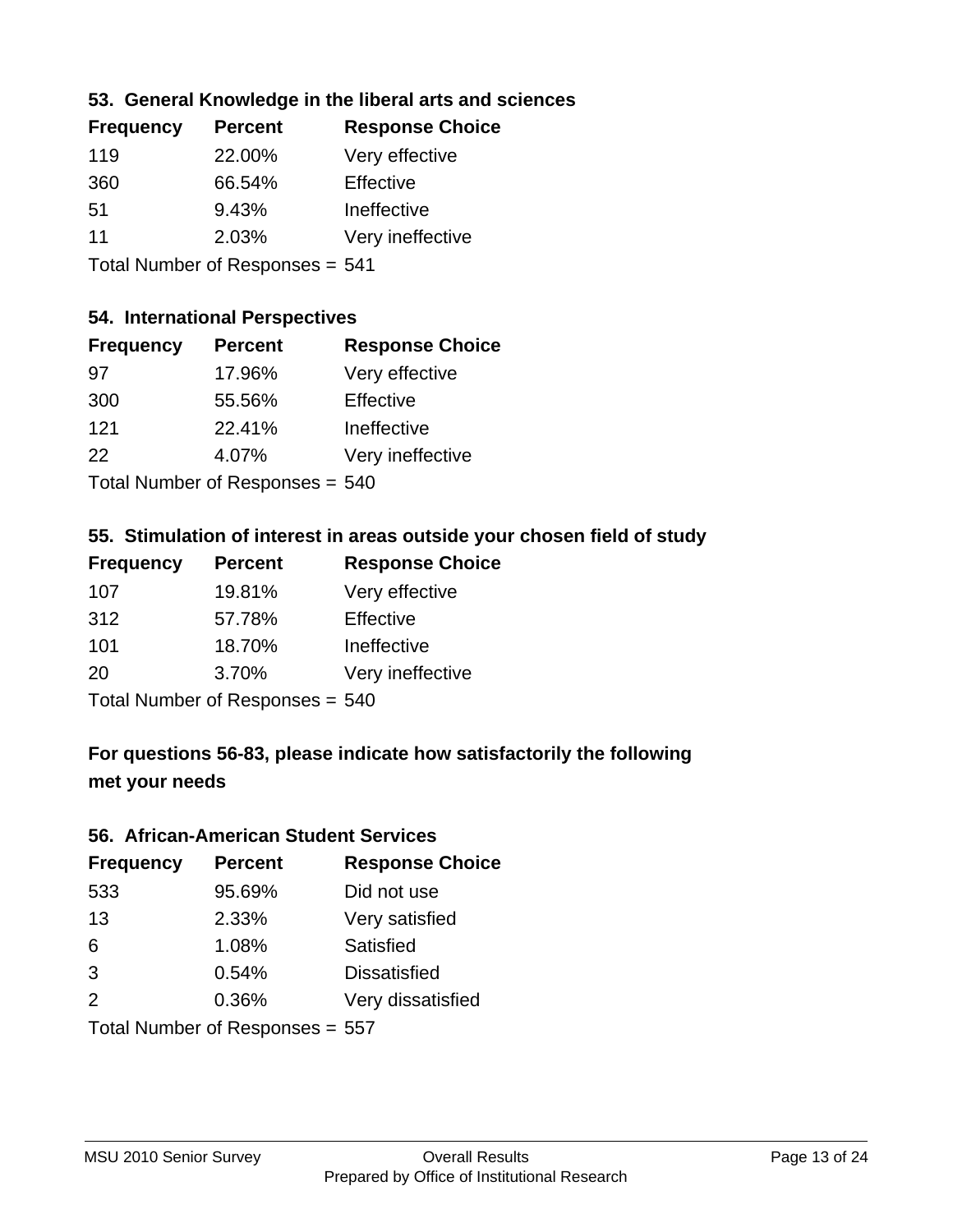### 53. General Knowledge in the liberal arts and sciences

| Frequency | Percent | Response Choice |
|---|---|---|
| 119 | 22.00% | Very effective |
| 360 | 66.54% | Effective |
| 51 | 9.43% | Ineffective |
| 11 | 2.03% | Very ineffective |

Total Number of Responses = 541

### 54. International Perspectives

| Frequency | Percent | Response Choice |
|---|---|---|
| 97 | 17.96% | Very effective |
| 300 | 55.56% | Effective |
| 121 | 22.41% | Ineffective |
| 22 | 4.07% | Very ineffective |

Total Number of Responses = 540

### 55. Stimulation of interest in areas outside your chosen field of study

| Frequency | Percent | Response Choice |
|---|---|---|
| 107 | 19.81% | Very effective |
| 312 | 57.78% | Effective |
| 101 | 18.70% | Ineffective |
| 20 | 3.70% | Very ineffective |

Total Number of Responses = 540

## For questions 56-83, please indicate how satisfactorily the following met your needs

### 56. African-American Student Services

| Frequency | Percent | Response Choice |
|---|---|---|
| 533 | 95.69% | Did not use |
| 13 | 2.33% | Very satisfied |
| 6 | 1.08% | Satisfied |
| 3 | 0.54% | Dissatisfied |
| 2 | 0.36% | Very dissatisfied |

Total Number of Responses = 557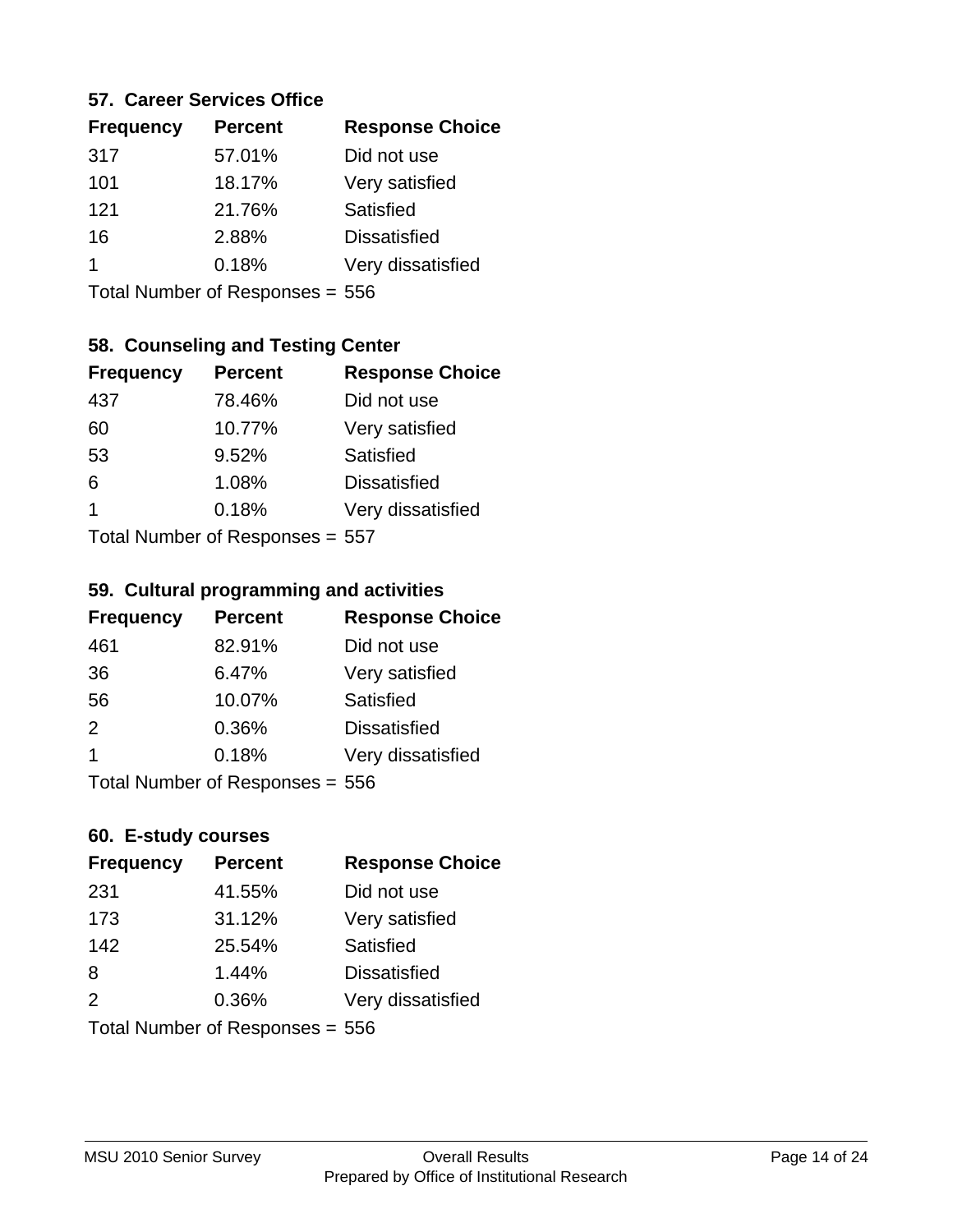### 57. Career Services Office

| Frequency | Percent | Response Choice |
|---|---|---|
| 317 | 57.01% | Did not use |
| 101 | 18.17% | Very satisfied |
| 121 | 21.76% | Satisfied |
| 16 | 2.88% | Dissatisfied |
| 1 | 0.18% | Very dissatisfied |

Total Number of Responses = 556

### 58. Counseling and Testing Center

| Frequency | Percent | Response Choice |
|---|---|---|
| 437 | 78.46% | Did not use |
| 60 | 10.77% | Very satisfied |
| 53 | 9.52% | Satisfied |
| 6 | 1.08% | Dissatisfied |
| 1 | 0.18% | Very dissatisfied |

Total Number of Responses = 557

### 59. Cultural programming and activities

| Frequency | Percent | Response Choice |
|---|---|---|
| 461 | 82.91% | Did not use |
| 36 | 6.47% | Very satisfied |
| 56 | 10.07% | Satisfied |
| 2 | 0.36% | Dissatisfied |
| 1 | 0.18% | Very dissatisfied |

Total Number of Responses = 556

### 60. E-study courses

| Frequency | Percent | Response Choice |
|---|---|---|
| 231 | 41.55% | Did not use |
| 173 | 31.12% | Very satisfied |
| 142 | 25.54% | Satisfied |
| 8 | 1.44% | Dissatisfied |
| 2 | 0.36% | Very dissatisfied |

Total Number of Responses = 556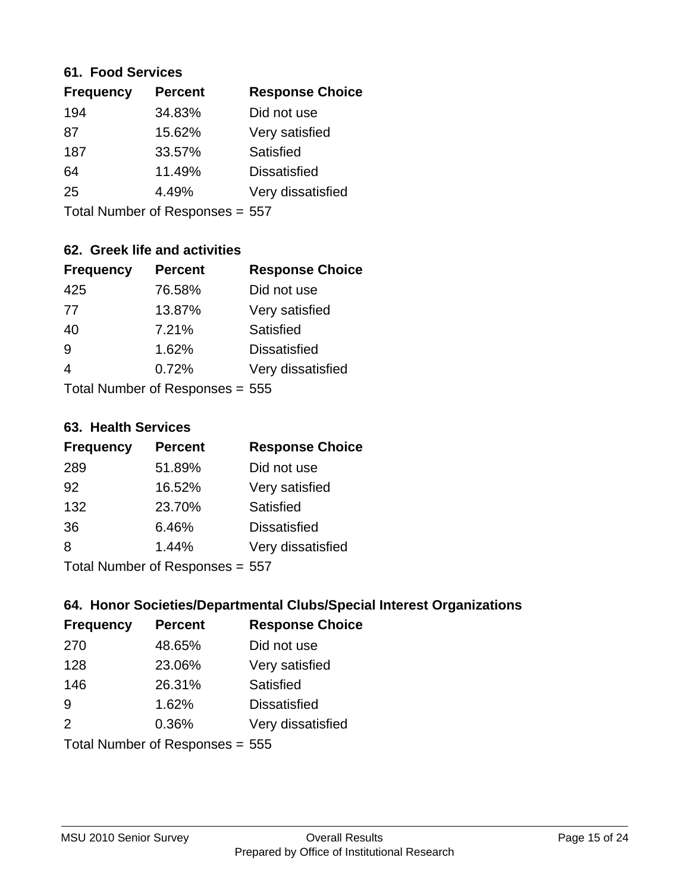### 61. Food Services

| Frequency | Percent | Response Choice |
|---|---|---|
| 194 | 34.83% | Did not use |
| 87 | 15.62% | Very satisfied |
| 187 | 33.57% | Satisfied |
| 64 | 11.49% | Dissatisfied |
| 25 | 4.49% | Very dissatisfied |

Total Number of Responses = 557

### 62. Greek life and activities

| Frequency | Percent | Response Choice |
|---|---|---|
| 425 | 76.58% | Did not use |
| 77 | 13.87% | Very satisfied |
| 40 | 7.21% | Satisfied |
| 9 | 1.62% | Dissatisfied |
| 4 | 0.72% | Very dissatisfied |

Total Number of Responses = 555

### 63. Health Services

| Frequency | Percent | Response Choice |
|---|---|---|
| 289 | 51.89% | Did not use |
| 92 | 16.52% | Very satisfied |
| 132 | 23.70% | Satisfied |
| 36 | 6.46% | Dissatisfied |
| 8 | 1.44% | Very dissatisfied |

Total Number of Responses = 557

### 64. Honor Societies/Departmental Clubs/Special Interest Organizations

| Frequency | Percent | Response Choice |
|---|---|---|
| 270 | 48.65% | Did not use |
| 128 | 23.06% | Very satisfied |
| 146 | 26.31% | Satisfied |
| 9 | 1.62% | Dissatisfied |
| 2 | 0.36% | Very dissatisfied |

Total Number of Responses = 555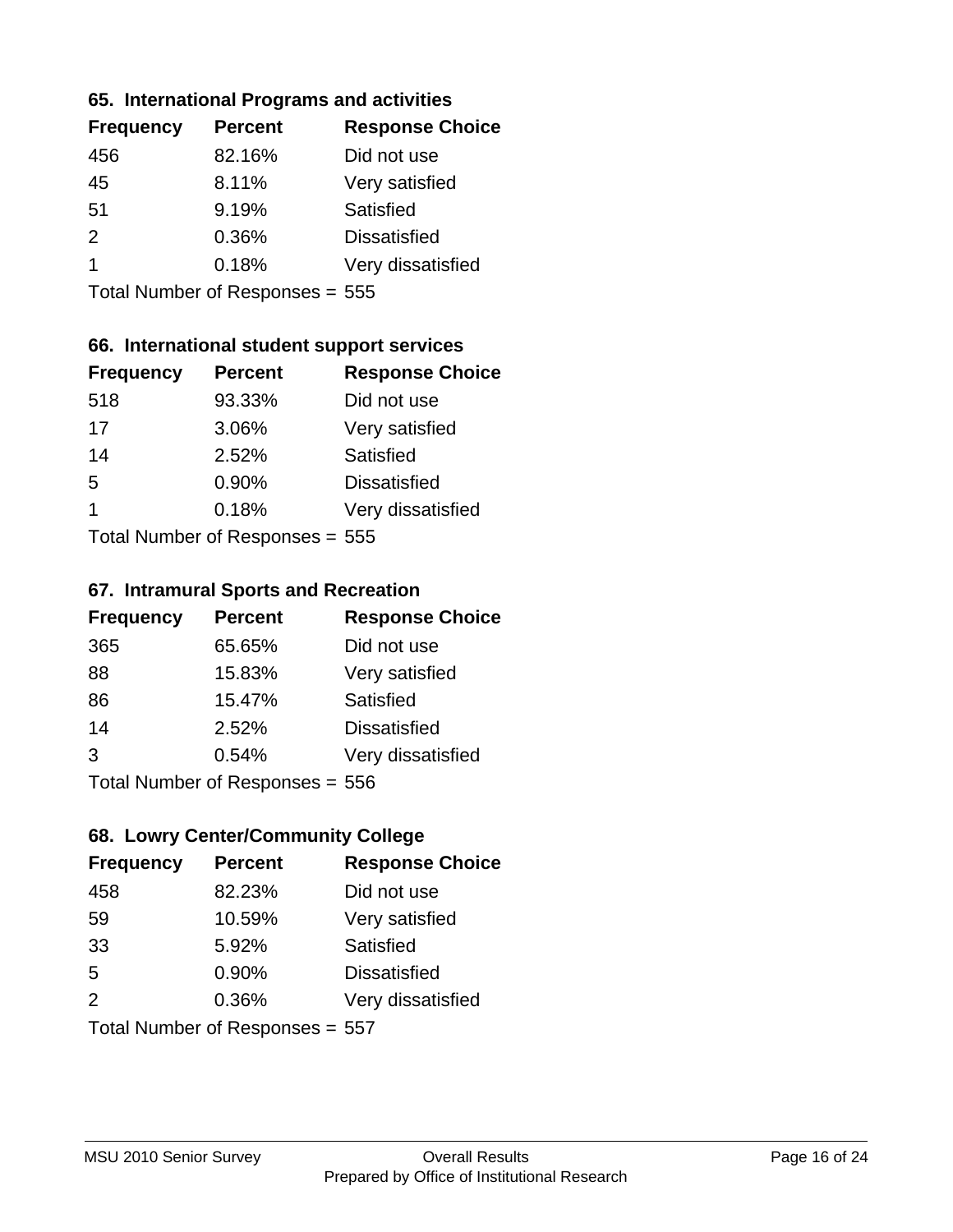### 65. International Programs and activities

| Frequency | Percent | Response Choice |
|---|---|---|
| 456 | 82.16% | Did not use |
| 45 | 8.11% | Very satisfied |
| 51 | 9.19% | Satisfied |
| 2 | 0.36% | Dissatisfied |
| 1 | 0.18% | Very dissatisfied |

Total Number of Responses = 555

### 66. International student support services

| Frequency | Percent | Response Choice |
|---|---|---|
| 518 | 93.33% | Did not use |
| 17 | 3.06% | Very satisfied |
| 14 | 2.52% | Satisfied |
| 5 | 0.90% | Dissatisfied |
| 1 | 0.18% | Very dissatisfied |

Total Number of Responses = 555

### 67. Intramural Sports and Recreation

| Frequency | Percent | Response Choice |
|---|---|---|
| 365 | 65.65% | Did not use |
| 88 | 15.83% | Very satisfied |
| 86 | 15.47% | Satisfied |
| 14 | 2.52% | Dissatisfied |
| 3 | 0.54% | Very dissatisfied |

Total Number of Responses = 556

### 68. Lowry Center/Community College

| Frequency | Percent | Response Choice |
|---|---|---|
| 458 | 82.23% | Did not use |
| 59 | 10.59% | Very satisfied |
| 33 | 5.92% | Satisfied |
| 5 | 0.90% | Dissatisfied |
| 2 | 0.36% | Very dissatisfied |

Total Number of Responses = 557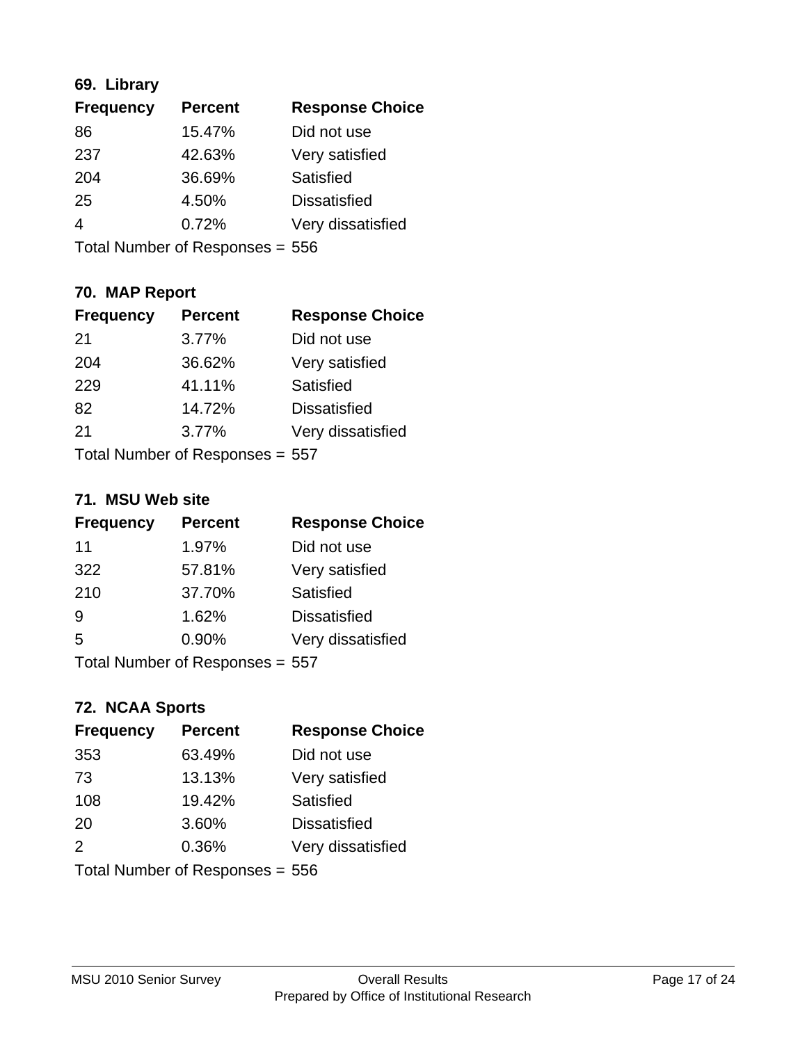## 69. Library

| Frequency | Percent | Response Choice |
|---|---|---|
| 86 | 15.47% | Did not use |
| 237 | 42.63% | Very satisfied |
| 204 | 36.69% | Satisfied |
| 25 | 4.50% | Dissatisfied |
| 4 | 0.72% | Very dissatisfied |

Total Number of Responses = 556

## 70. MAP Report

| Frequency | Percent | Response Choice |
|---|---|---|
| 21 | 3.77% | Did not use |
| 204 | 36.62% | Very satisfied |
| 229 | 41.11% | Satisfied |
| 82 | 14.72% | Dissatisfied |
| 21 | 3.77% | Very dissatisfied |

Total Number of Responses = 557

## 71. MSU Web site

| Frequency | Percent | Response Choice |
|---|---|---|
| 11 | 1.97% | Did not use |
| 322 | 57.81% | Very satisfied |
| 210 | 37.70% | Satisfied |
| 9 | 1.62% | Dissatisfied |
| 5 | 0.90% | Very dissatisfied |

Total Number of Responses = 557

## 72. NCAA Sports

| Frequency | Percent | Response Choice |
|---|---|---|
| 353 | 63.49% | Did not use |
| 73 | 13.13% | Very satisfied |
| 108 | 19.42% | Satisfied |
| 20 | 3.60% | Dissatisfied |
| 2 | 0.36% | Very dissatisfied |

Total Number of Responses = 556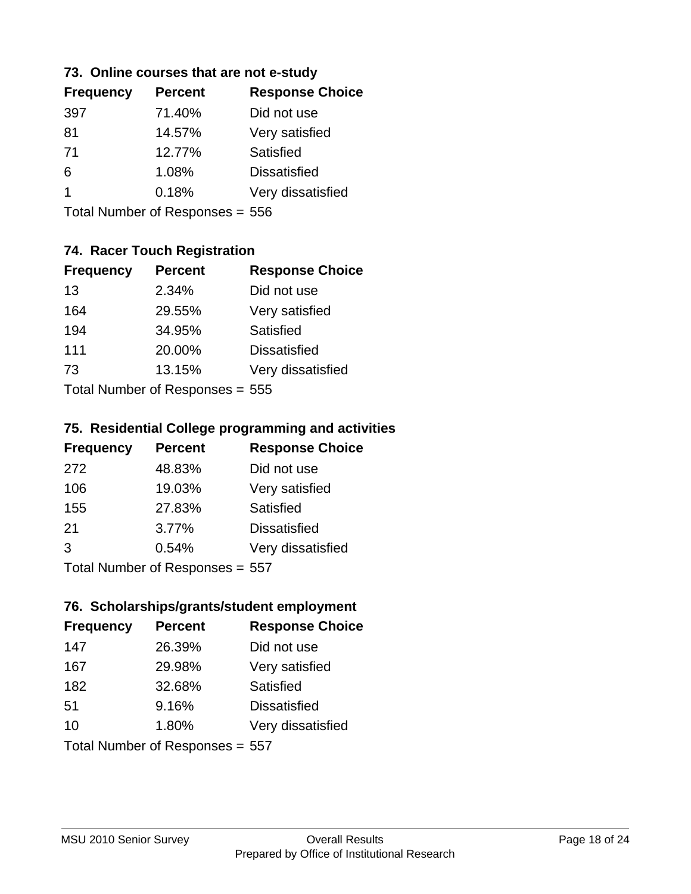### 73. Online courses that are not e-study

| Frequency | Percent | Response Choice |
|---|---|---|
| 397 | 71.40% | Did not use |
| 81 | 14.57% | Very satisfied |
| 71 | 12.77% | Satisfied |
| 6 | 1.08% | Dissatisfied |
| 1 | 0.18% | Very dissatisfied |

Total Number of Responses = 556

### 74. Racer Touch Registration

| Frequency | Percent | Response Choice |
|---|---|---|
| 13 | 2.34% | Did not use |
| 164 | 29.55% | Very satisfied |
| 194 | 34.95% | Satisfied |
| 111 | 20.00% | Dissatisfied |
| 73 | 13.15% | Very dissatisfied |

Total Number of Responses = 555

### 75. Residential College programming and activities

| Frequency | Percent | Response Choice |
|---|---|---|
| 272 | 48.83% | Did not use |
| 106 | 19.03% | Very satisfied |
| 155 | 27.83% | Satisfied |
| 21 | 3.77% | Dissatisfied |
| 3 | 0.54% | Very dissatisfied |

Total Number of Responses = 557

### 76. Scholarships/grants/student employment

| Frequency | Percent | Response Choice |
|---|---|---|
| 147 | 26.39% | Did not use |
| 167 | 29.98% | Very satisfied |
| 182 | 32.68% | Satisfied |
| 51 | 9.16% | Dissatisfied |
| 10 | 1.80% | Very dissatisfied |

Total Number of Responses = 557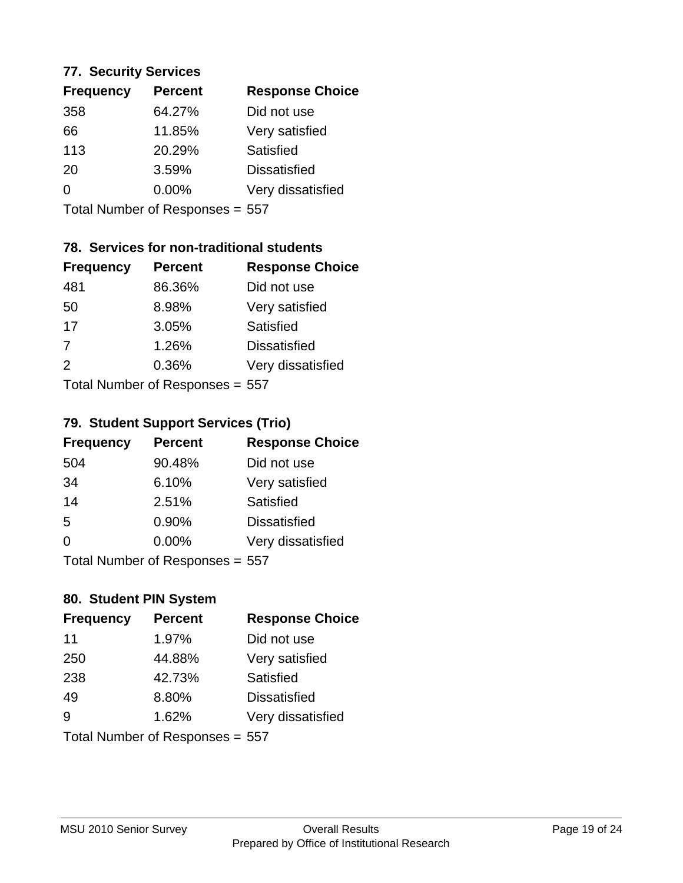### 77. Security Services

| Frequency | Percent | Response Choice |
|---|---|---|
| 358 | 64.27% | Did not use |
| 66 | 11.85% | Very satisfied |
| 113 | 20.29% | Satisfied |
| 20 | 3.59% | Dissatisfied |
| 0 | 0.00% | Very dissatisfied |

Total Number of Responses = 557

### 78. Services for non-traditional students

| Frequency | Percent | Response Choice |
|---|---|---|
| 481 | 86.36% | Did not use |
| 50 | 8.98% | Very satisfied |
| 17 | 3.05% | Satisfied |
| 7 | 1.26% | Dissatisfied |
| 2 | 0.36% | Very dissatisfied |

Total Number of Responses = 557

### 79. Student Support Services (Trio)

| Frequency | Percent | Response Choice |
|---|---|---|
| 504 | 90.48% | Did not use |
| 34 | 6.10% | Very satisfied |
| 14 | 2.51% | Satisfied |
| 5 | 0.90% | Dissatisfied |
| 0 | 0.00% | Very dissatisfied |

Total Number of Responses = 557

### 80. Student PIN System

| Frequency | Percent | Response Choice |
|---|---|---|
| 11 | 1.97% | Did not use |
| 250 | 44.88% | Very satisfied |
| 238 | 42.73% | Satisfied |
| 49 | 8.80% | Dissatisfied |
| 9 | 1.62% | Very dissatisfied |

Total Number of Responses = 557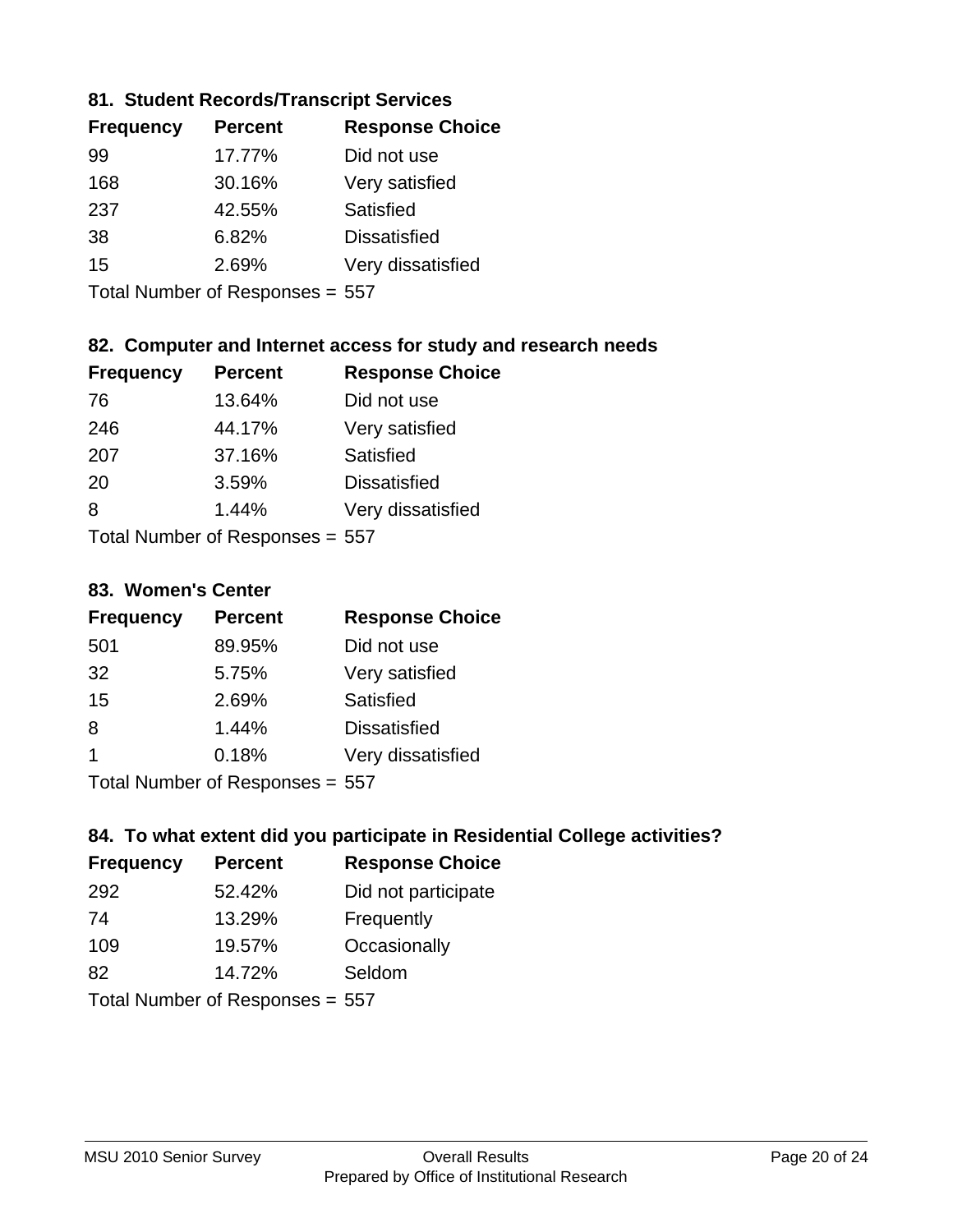### 81. Student Records/Transcript Services

| Frequency | Percent | Response Choice |
|---|---|---|
| 99 | 17.77% | Did not use |
| 168 | 30.16% | Very satisfied |
| 237 | 42.55% | Satisfied |
| 38 | 6.82% | Dissatisfied |
| 15 | 2.69% | Very dissatisfied |

Total Number of Responses = 557

### 82. Computer and Internet access for study and research needs

| Frequency | Percent | Response Choice |
|---|---|---|
| 76 | 13.64% | Did not use |
| 246 | 44.17% | Very satisfied |
| 207 | 37.16% | Satisfied |
| 20 | 3.59% | Dissatisfied |
| 8 | 1.44% | Very dissatisfied |

Total Number of Responses = 557

### 83. Women's Center

| Frequency | Percent | Response Choice |
|---|---|---|
| 501 | 89.95% | Did not use |
| 32 | 5.75% | Very satisfied |
| 15 | 2.69% | Satisfied |
| 8 | 1.44% | Dissatisfied |
| 1 | 0.18% | Very dissatisfied |

Total Number of Responses = 557

### 84. To what extent did you participate in Residential College activities?

| Frequency | Percent | Response Choice |
|---|---|---|
| 292 | 52.42% | Did not participate |
| 74 | 13.29% | Frequently |
| 109 | 19.57% | Occasionally |
| 82 | 14.72% | Seldom |

Total Number of Responses = 557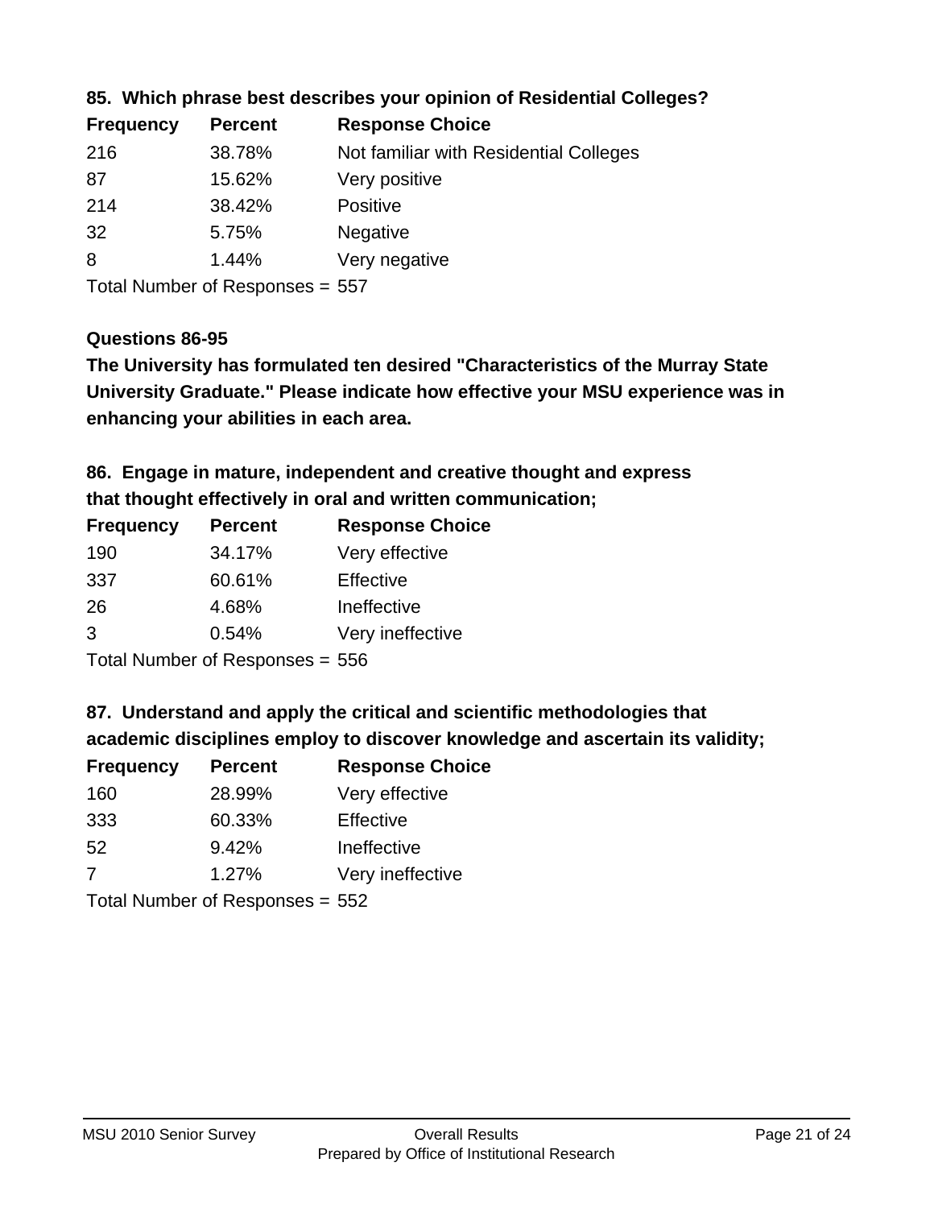### 85. Which phrase best describes your opinion of Residential Colleges?

| Frequency | Percent | Response Choice |
|---|---|---|
| 216 | 38.78% | Not familiar with Residential Colleges |
| 87 | 15.62% | Very positive |
| 214 | 38.42% | Positive |
| 32 | 5.75% | Negative |
| 8 | 1.44% | Very negative |

Total Number of Responses = 557

### Questions 86-95

**The University has formulated ten desired "Characteristics of the Murray State University Graduate." Please indicate how effective your MSU experience was in enhancing your abilities in each area.**

### 86. Engage in mature, independent and creative thought and express that thought effectively in oral and written communication;

| Frequency | Percent | Response Choice |
|---|---|---|
| 190 | 34.17% | Very effective |
| 337 | 60.61% | Effective |
| 26 | 4.68% | Ineffective |
| 3 | 0.54% | Very ineffective |

Total Number of Responses = 556

### 87. Understand and apply the critical and scientific methodologies that academic disciplines employ to discover knowledge and ascertain its validity;

| Frequency | Percent | Response Choice |
|---|---|---|
| 160 | 28.99% | Very effective |
| 333 | 60.33% | Effective |
| 52 | 9.42% | Ineffective |
| 7 | 1.27% | Very ineffective |

Total Number of Responses = 552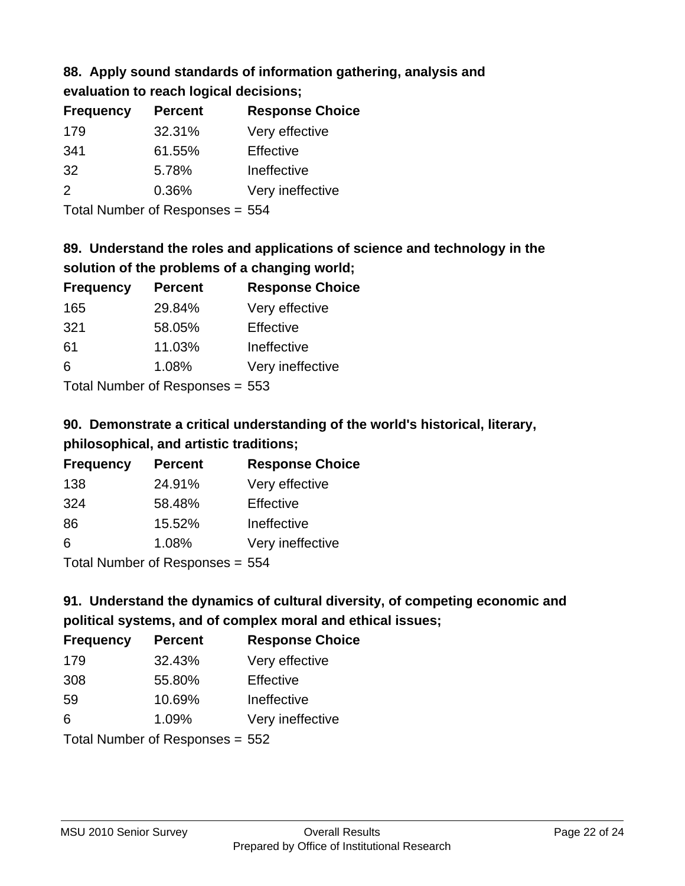### 88. Apply sound standards of information gathering, analysis and evaluation to reach logical decisions;

| Frequency | Percent | Response Choice |
| --- | --- | --- |
| 179 | 32.31% | Very effective |
| 341 | 61.55% | Effective |
| 32 | 5.78% | Ineffective |
| 2 | 0.36% | Very ineffective |

Total Number of Responses = 554

### 89. Understand the roles and applications of science and technology in the solution of the problems of a changing world;

| Frequency | Percent | Response Choice |
| --- | --- | --- |
| 165 | 29.84% | Very effective |
| 321 | 58.05% | Effective |
| 61 | 11.03% | Ineffective |
| 6 | 1.08% | Very ineffective |

Total Number of Responses = 553

### 90. Demonstrate a critical understanding of the world's historical, literary, philosophical, and artistic traditions;

| Frequency | Percent | Response Choice |
| --- | --- | --- |
| 138 | 24.91% | Very effective |
| 324 | 58.48% | Effective |
| 86 | 15.52% | Ineffective |
| 6 | 1.08% | Very ineffective |

Total Number of Responses = 554

### 91. Understand the dynamics of cultural diversity, of competing economic and political systems, and of complex moral and ethical issues;

| Frequency | Percent | Response Choice |
| --- | --- | --- |
| 179 | 32.43% | Very effective |
| 308 | 55.80% | Effective |
| 59 | 10.69% | Ineffective |
| 6 | 1.09% | Very ineffective |

Total Number of Responses = 552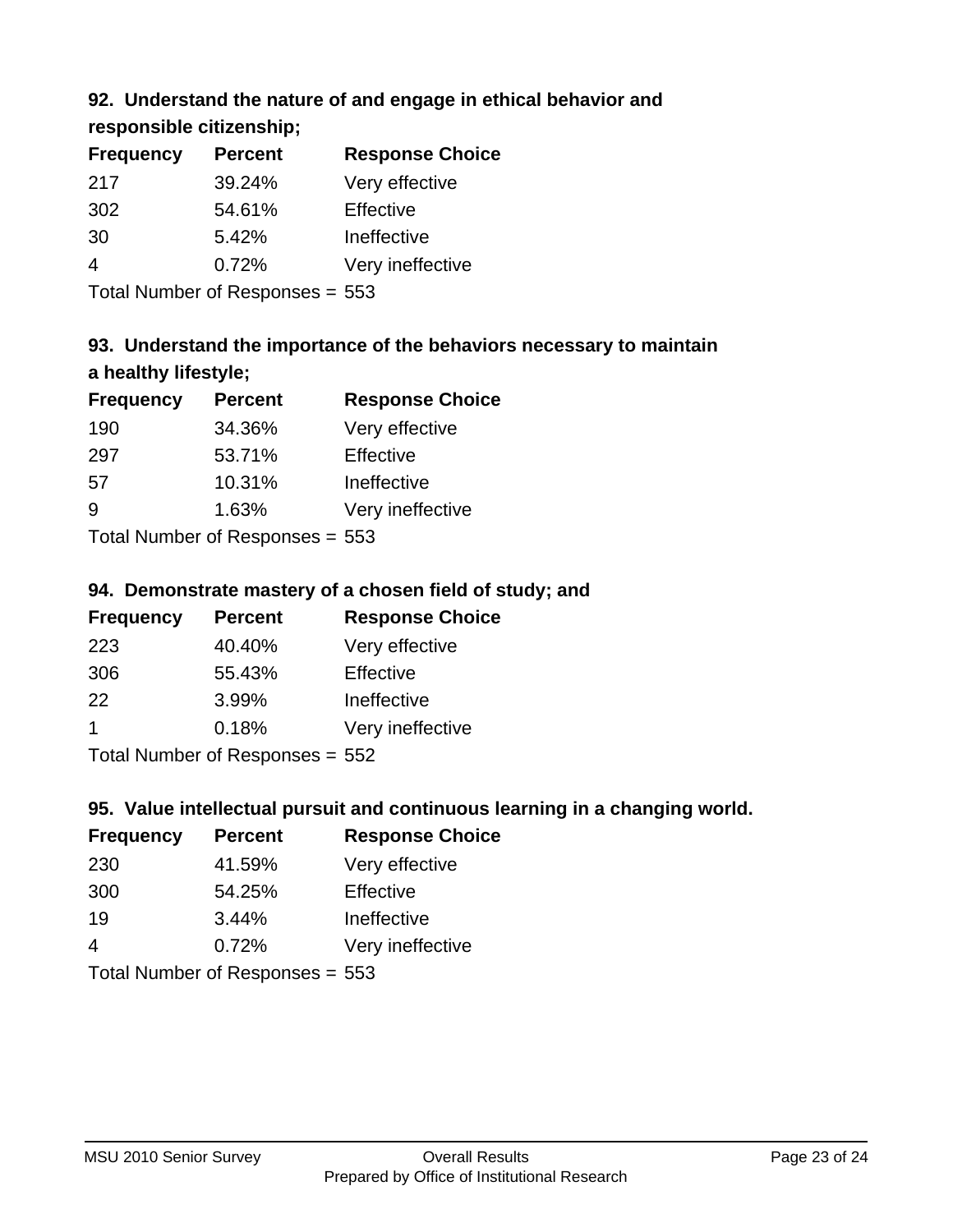### 92. Understand the nature of and engage in ethical behavior and responsible citizenship;

| Frequency | Percent | Response Choice |
|---|---|---|
| 217 | 39.24% | Very effective |
| 302 | 54.61% | Effective |
| 30 | 5.42% | Ineffective |
| 4 | 0.72% | Very ineffective |

Total Number of Responses = 553

### 93. Understand the importance of the behaviors necessary to maintain a healthy lifestyle;

| Frequency | Percent | Response Choice |
|---|---|---|
| 190 | 34.36% | Very effective |
| 297 | 53.71% | Effective |
| 57 | 10.31% | Ineffective |
| 9 | 1.63% | Very ineffective |

Total Number of Responses = 553

### 94. Demonstrate mastery of a chosen field of study; and

| Frequency | Percent | Response Choice |
|---|---|---|
| 223 | 40.40% | Very effective |
| 306 | 55.43% | Effective |
| 22 | 3.99% | Ineffective |
| 1 | 0.18% | Very ineffective |

Total Number of Responses = 552

### 95. Value intellectual pursuit and continuous learning in a changing world.

| Frequency | Percent | Response Choice |
|---|---|---|
| 230 | 41.59% | Very effective |
| 300 | 54.25% | Effective |
| 19 | 3.44% | Ineffective |
| 4 | 0.72% | Very ineffective |

Total Number of Responses = 553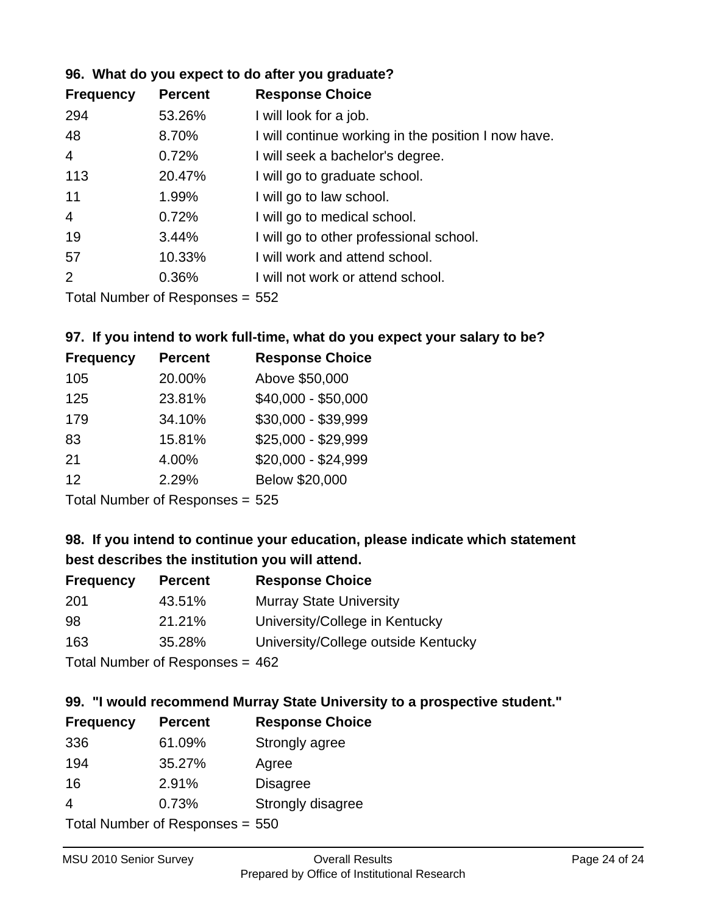### 96. What do you expect to do after you graduate?

| Frequency | Percent | Response Choice |
|---|---|---|
| 294 | 53.26% | I will look for a job. |
| 48 | 8.70% | I will continue working in the position I now have. |
| 4 | 0.72% | I will seek a bachelor's degree. |
| 113 | 20.47% | I will go to graduate school. |
| 11 | 1.99% | I will go to law school. |
| 4 | 0.72% | I will go to medical school. |
| 19 | 3.44% | I will go to other professional school. |
| 57 | 10.33% | I will work and attend school. |
| 2 | 0.36% | I will not work or attend school. |

Total Number of Responses = 552

### 97. If you intend to work full-time, what do you expect your salary to be?

| Frequency | Percent | Response Choice |
|---|---|---|
| 105 | 20.00% | Above $50,000 |
| 125 | 23.81% | $40,000 - $50,000 |
| 179 | 34.10% | $30,000 - $39,999 |
| 83 | 15.81% | $25,000 - $29,999 |
| 21 | 4.00% | $20,000 - $24,999 |
| 12 | 2.29% | Below $20,000 |

Total Number of Responses = 525

### 98. If you intend to continue your education, please indicate which statement best describes the institution you will attend.

| Frequency | Percent | Response Choice |
|---|---|---|
| 201 | 43.51% | Murray State University |
| 98 | 21.21% | University/College in Kentucky |
| 163 | 35.28% | University/College outside Kentucky |

Total Number of Responses = 462

### 99. "I would recommend Murray State University to a prospective student."

| Frequency | Percent | Response Choice |
|---|---|---|
| 336 | 61.09% | Strongly agree |
| 194 | 35.27% | Agree |
| 16 | 2.91% | Disagree |
| 4 | 0.73% | Strongly disagree |

Total Number of Responses = 550